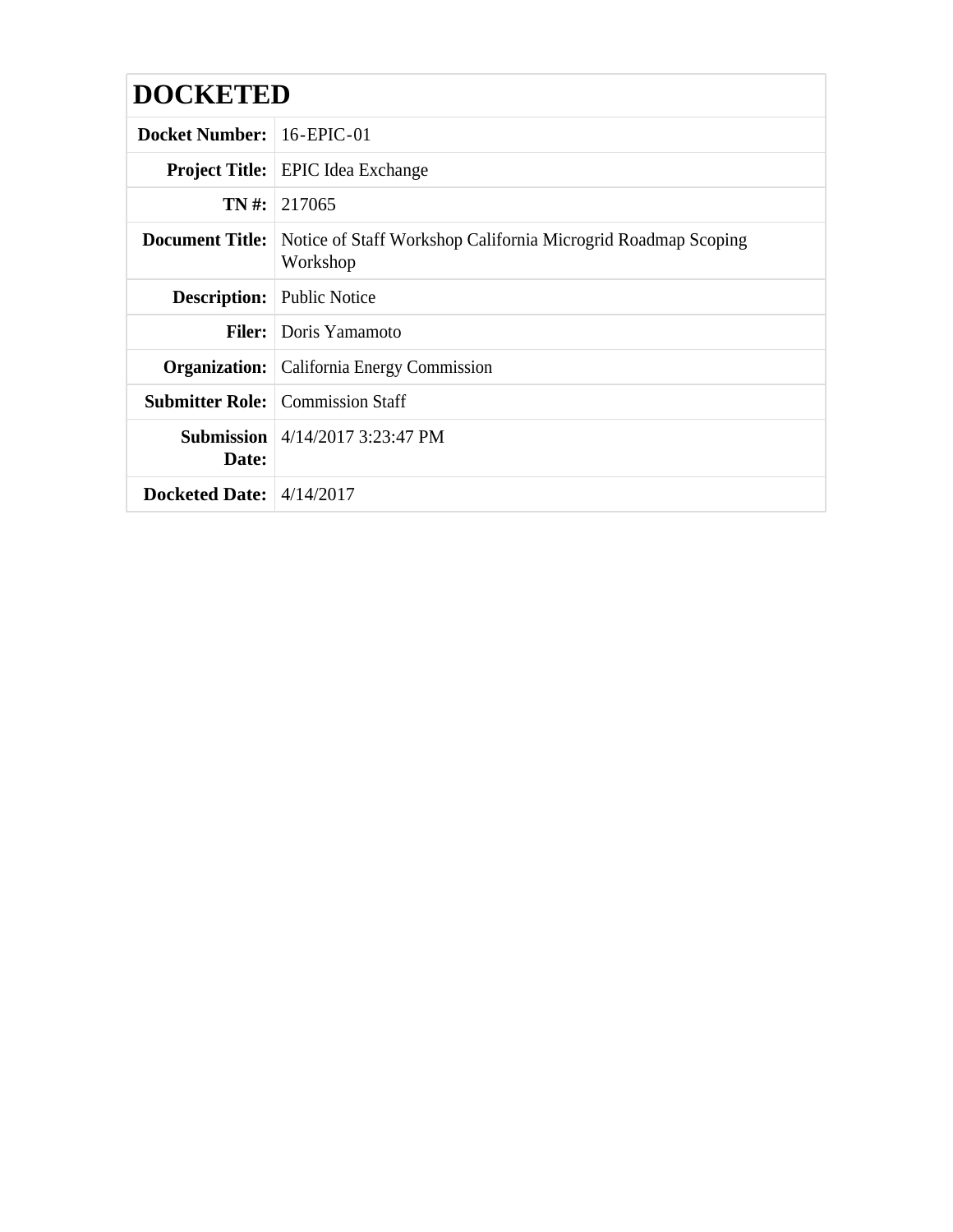# DOCKETED

| | |
|---|---|
| **Docket Number:** | 16-EPIC-01 |
| **Project Title:** | EPIC Idea Exchange |
| **TN #:** | 217065 |
| **Document Title:** | Notice of Staff Workshop California Microgrid Roadmap Scoping Workshop |
| **Description:** | Public Notice |
| **Filer:** | Doris Yamamoto |
| **Organization:** | California Energy Commission |
| **Submitter Role:** | Commission Staff |
| **Submission Date:** | 4/14/2017 3:23:47 PM |
| **Docketed Date:** | 4/14/2017 |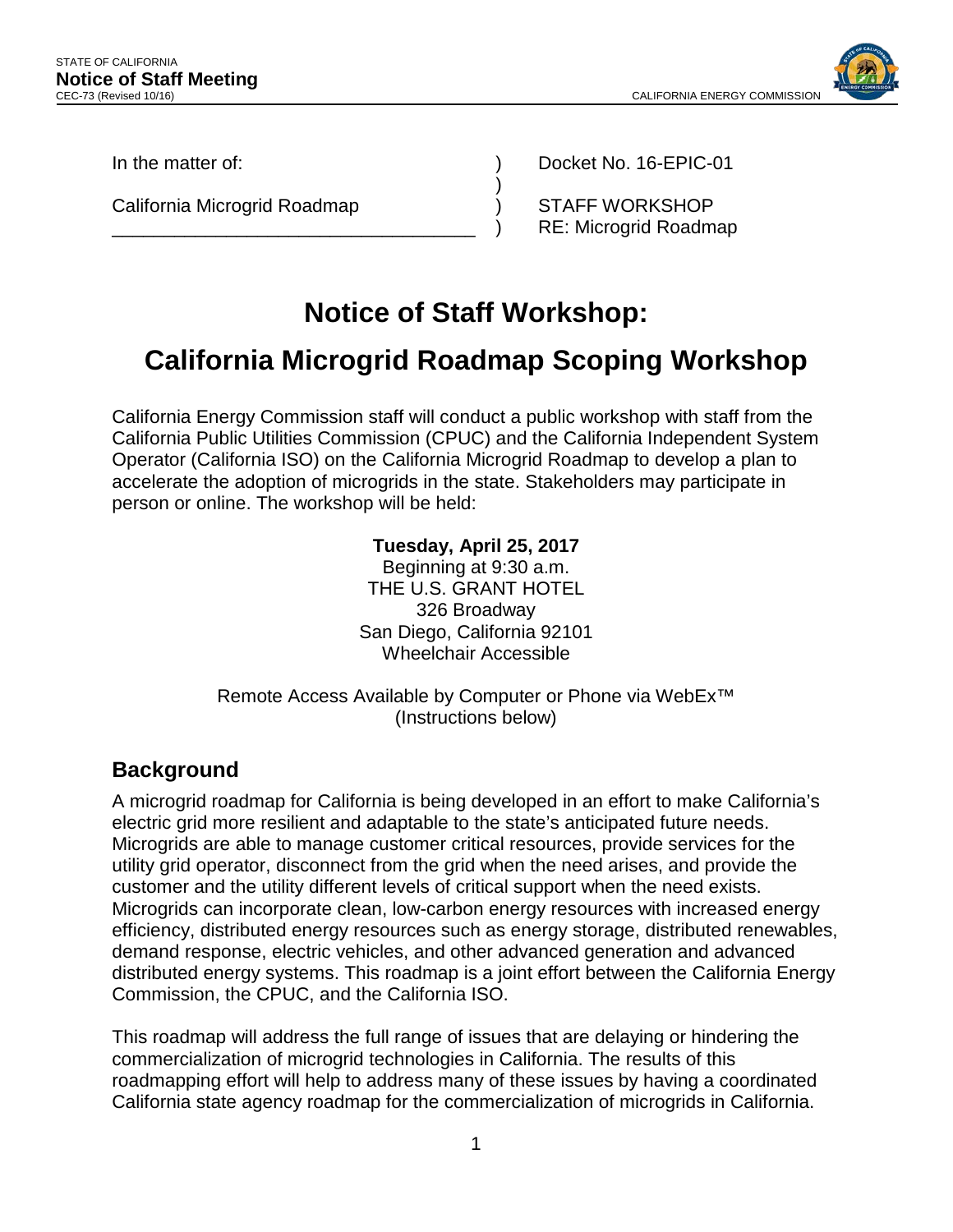STATE OF CALIFORNIA
**Notice of Staff Meeting**
CEC-73 (Revised 10/16)

CALIFORNIA ENERGY COMMISSION

| In the matter of: | ) | Docket No. 16-EPIC-01 |
|---|---|---|
| | ) | |
| California Microgrid Roadmap | ) | STAFF WORKSHOP |
| | ) | RE: Microgrid Roadmap |

# Notice of Staff Workshop:

# California Microgrid Roadmap Scoping Workshop

California Energy Commission staff will conduct a public workshop with staff from the California Public Utilities Commission (CPUC) and the California Independent System Operator (California ISO) on the California Microgrid Roadmap to develop a plan to accelerate the adoption of microgrids in the state. Stakeholders may participate in person or online. The workshop will be held:

**Tuesday, April 25, 2017**
Beginning at 9:30 a.m.
THE U.S. GRANT HOTEL
326 Broadway
San Diego, California 92101
Wheelchair Accessible

Remote Access Available by Computer or Phone via WebEx™
(Instructions below)

## Background

A microgrid roadmap for California is being developed in an effort to make California's electric grid more resilient and adaptable to the state's anticipated future needs. Microgrids are able to manage customer critical resources, provide services for the utility grid operator, disconnect from the grid when the need arises, and provide the customer and the utility different levels of critical support when the need exists. Microgrids can incorporate clean, low-carbon energy resources with increased energy efficiency, distributed energy resources such as energy storage, distributed renewables, demand response, electric vehicles, and other advanced generation and advanced distributed energy systems. This roadmap is a joint effort between the California Energy Commission, the CPUC, and the California ISO.

This roadmap will address the full range of issues that are delaying or hindering the commercialization of microgrid technologies in California. The results of this roadmapping effort will help to address many of these issues by having a coordinated California state agency roadmap for the commercialization of microgrids in California.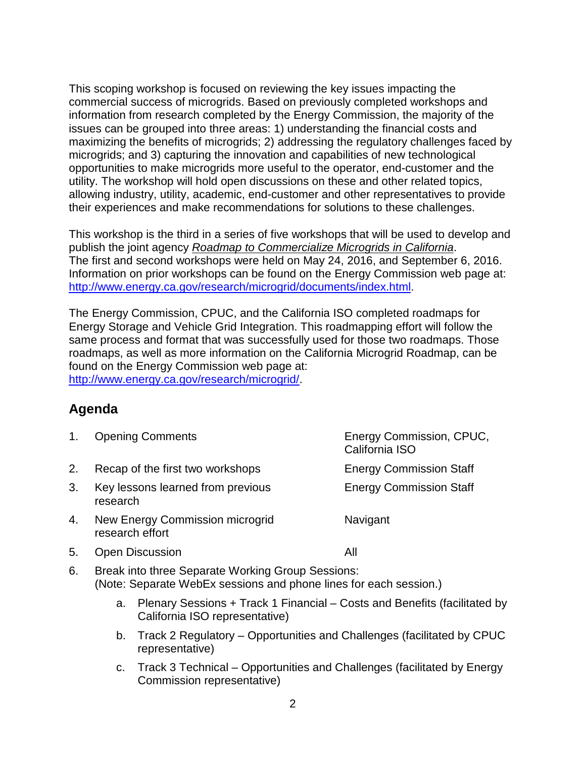This scoping workshop is focused on reviewing the key issues impacting the commercial success of microgrids. Based on previously completed workshops and information from research completed by the Energy Commission, the majority of the issues can be grouped into three areas: 1) understanding the financial costs and maximizing the benefits of microgrids; 2) addressing the regulatory challenges faced by microgrids; and 3) capturing the innovation and capabilities of new technological opportunities to make microgrids more useful to the operator, end-customer and the utility. The workshop will hold open discussions on these and other related topics, allowing industry, utility, academic, end-customer and other representatives to provide their experiences and make recommendations for solutions to these challenges.

This workshop is the third in a series of five workshops that will be used to develop and publish the joint agency *Roadmap to Commercialize Microgrids in California*. The first and second workshops were held on May 24, 2016, and September 6, 2016. Information on prior workshops can be found on the Energy Commission web page at: http://www.energy.ca.gov/research/microgrid/documents/index.html.

The Energy Commission, CPUC, and the California ISO completed roadmaps for Energy Storage and Vehicle Grid Integration. This roadmapping effort will follow the same process and format that was successfully used for those two roadmaps. Those roadmaps, as well as more information on the California Microgrid Roadmap, can be found on the Energy Commission web page at: http://www.energy.ca.gov/research/microgrid/.

## Agenda

| | | |
|---|---|---|
| 1. | Opening Comments | Energy Commission, CPUC, California ISO |
| 2. | Recap of the first two workshops | Energy Commission Staff |
| 3. | Key lessons learned from previous research | Energy Commission Staff |
| 4. | New Energy Commission microgrid research effort | Navigant |
| 5. | Open Discussion | All |

6. Break into three Separate Working Group Sessions:
(Note: Separate WebEx sessions and phone lines for each session.)

    a. Plenary Sessions + Track 1 Financial – Costs and Benefits (facilitated by California ISO representative)

    b. Track 2 Regulatory – Opportunities and Challenges (facilitated by CPUC representative)

    c. Track 3 Technical – Opportunities and Challenges (facilitated by Energy Commission representative)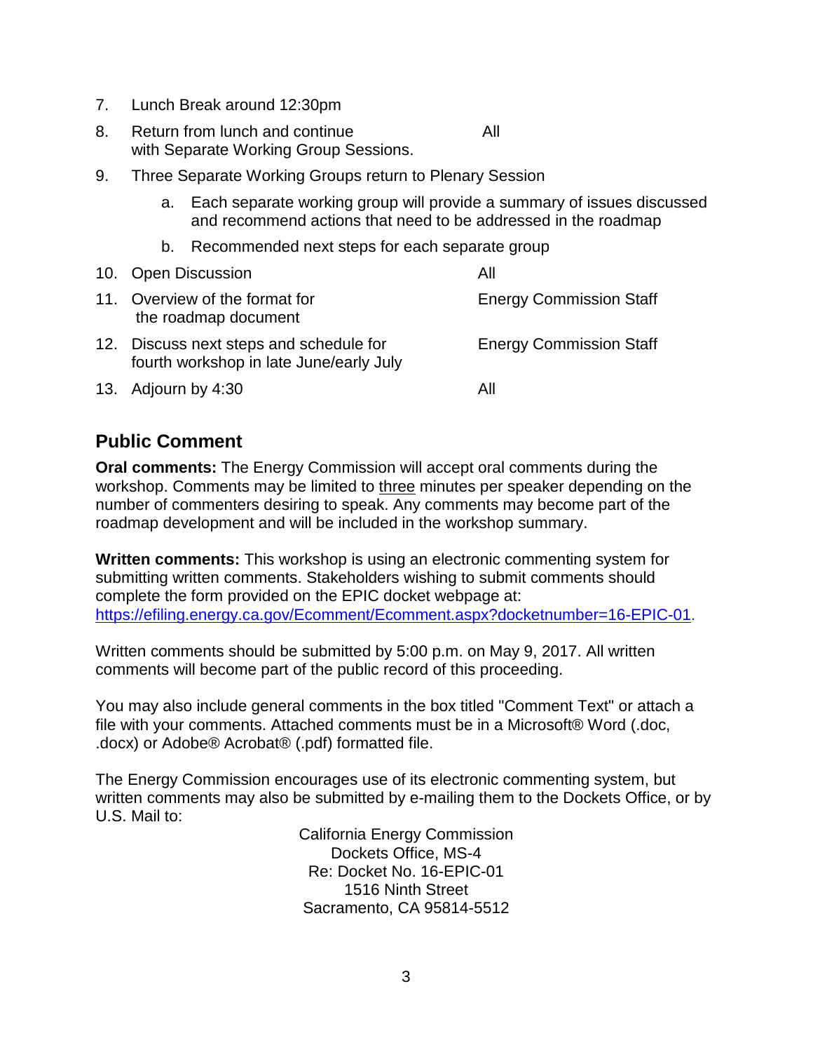7. Lunch Break around 12:30pm
8. Return from lunch and continue with Separate Working Group Sessions. — All
9. Three Separate Working Groups return to Plenary Session
   a. Each separate working group will provide a summary of issues discussed and recommend actions that need to be addressed in the roadmap
   b. Recommended next steps for each separate group
10. Open Discussion — All
11. Overview of the format for the roadmap document — Energy Commission Staff
12. Discuss next steps and schedule for fourth workshop in late June/early July — Energy Commission Staff
13. Adjourn by 4:30 — All

## Public Comment

**Oral comments:** The Energy Commission will accept oral comments during the workshop. Comments may be limited to three minutes per speaker depending on the number of commenters desiring to speak. Any comments may become part of the roadmap development and will be included in the workshop summary.

**Written comments:** This workshop is using an electronic commenting system for submitting written comments. Stakeholders wishing to submit comments should complete the form provided on the EPIC docket webpage at: https://efiling.energy.ca.gov/Ecomment/Ecomment.aspx?docketnumber=16-EPIC-01.

Written comments should be submitted by 5:00 p.m. on May 9, 2017. All written comments will become part of the public record of this proceeding.

You may also include general comments in the box titled "Comment Text" or attach a file with your comments. Attached comments must be in a Microsoft® Word (.doc, .docx) or Adobe® Acrobat® (.pdf) formatted file.

The Energy Commission encourages use of its electronic commenting system, but written comments may also be submitted by e-mailing them to the Dockets Office, or by U.S. Mail to:

California Energy Commission
Dockets Office, MS-4
Re: Docket No. 16-EPIC-01
1516 Ninth Street
Sacramento, CA 95814-5512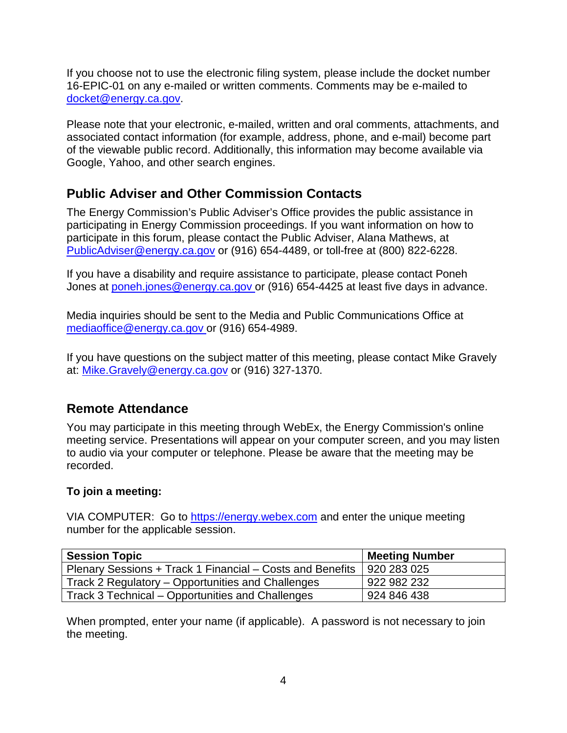If you choose not to use the electronic filing system, please include the docket number 16-EPIC-01 on any e-mailed or written comments. Comments may be e-mailed to docket@energy.ca.gov.

Please note that your electronic, e-mailed, written and oral comments, attachments, and associated contact information (for example, address, phone, and e-mail) become part of the viewable public record. Additionally, this information may become available via Google, Yahoo, and other search engines.

## Public Adviser and Other Commission Contacts

The Energy Commission's Public Adviser's Office provides the public assistance in participating in Energy Commission proceedings. If you want information on how to participate in this forum, please contact the Public Adviser, Alana Mathews, at PublicAdviser@energy.ca.gov or (916) 654-4489, or toll-free at (800) 822-6228.

If you have a disability and require assistance to participate, please contact Poneh Jones at poneh.jones@energy.ca.gov or (916) 654-4425 at least five days in advance.

Media inquiries should be sent to the Media and Public Communications Office at mediaoffice@energy.ca.gov or (916) 654-4989.

If you have questions on the subject matter of this meeting, please contact Mike Gravely at: Mike.Gravely@energy.ca.gov or (916) 327-1370.

## Remote Attendance

You may participate in this meeting through WebEx, the Energy Commission's online meeting service. Presentations will appear on your computer screen, and you may listen to audio via your computer or telephone. Please be aware that the meeting may be recorded.

**To join a meeting:**

VIA COMPUTER: Go to https://energy.webex.com and enter the unique meeting number for the applicable session.

| Session Topic | Meeting Number |
|---|---|
| Plenary Sessions + Track 1 Financial – Costs and Benefits | 920 283 025 |
| Track 2 Regulatory – Opportunities and Challenges | 922 982 232 |
| Track 3 Technical – Opportunities and Challenges | 924 846 438 |

When prompted, enter your name (if applicable). A password is not necessary to join the meeting.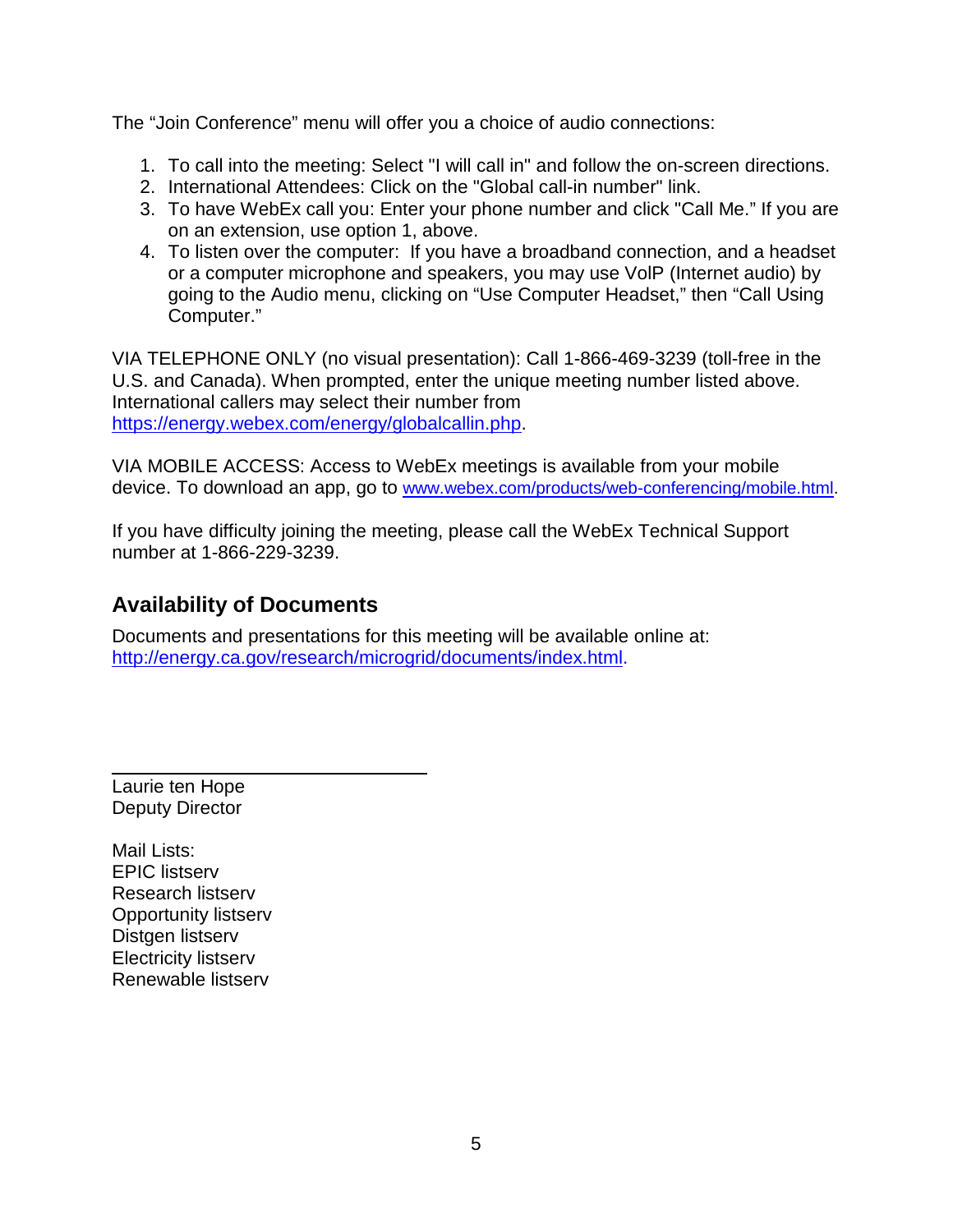The "Join Conference" menu will offer you a choice of audio connections:

1. To call into the meeting: Select "I will call in" and follow the on-screen directions.
2. International Attendees: Click on the "Global call-in number" link.
3. To have WebEx call you: Enter your phone number and click "Call Me." If you are on an extension, use option 1, above.
4. To listen over the computer: If you have a broadband connection, and a headset or a computer microphone and speakers, you may use VolP (Internet audio) by going to the Audio menu, clicking on "Use Computer Headset," then "Call Using Computer."

VIA TELEPHONE ONLY (no visual presentation): Call 1-866-469-3239 (toll-free in the U.S. and Canada). When prompted, enter the unique meeting number listed above. International callers may select their number from https://energy.webex.com/energy/globalcallin.php.

VIA MOBILE ACCESS: Access to WebEx meetings is available from your mobile device. To download an app, go to www.webex.com/products/web-conferencing/mobile.html.

If you have difficulty joining the meeting, please call the WebEx Technical Support number at 1-866-229-3239.

## Availability of Documents

Documents and presentations for this meeting will be available online at: http://energy.ca.gov/research/microgrid/documents/index.html.

---

Laurie ten Hope
Deputy Director

Mail Lists:
EPIC listserv
Research listserv
Opportunity listserv
Distgen listserv
Electricity listserv
Renewable listserv